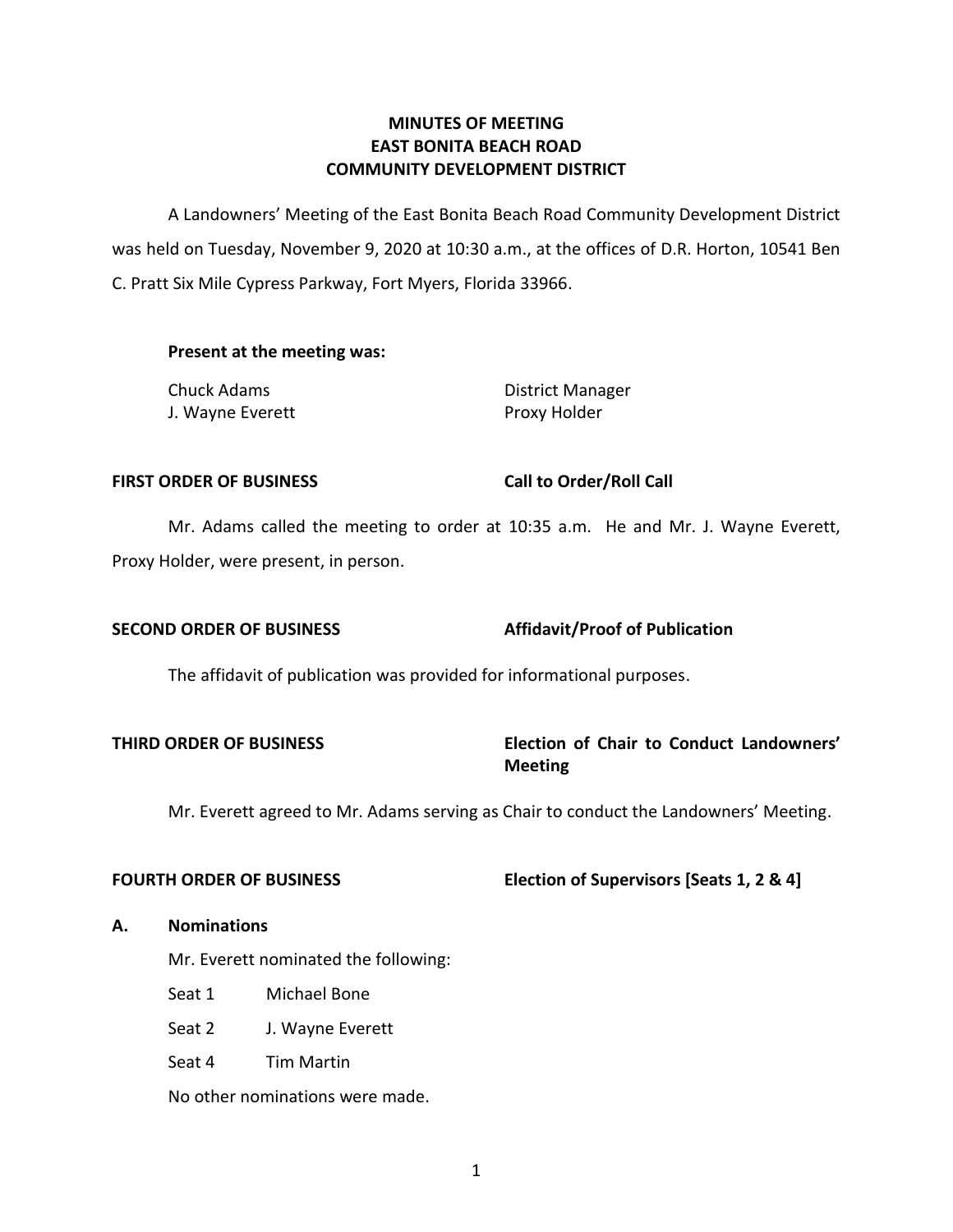# MINUTES OF MEETING
# EAST BONITA BEACH ROAD
# COMMUNITY DEVELOPMENT DISTRICT

A Landowners' Meeting of the East Bonita Beach Road Community Development District was held on Tuesday, November 9, 2020 at 10:30 a.m., at the offices of D.R. Horton, 10541 Ben C. Pratt Six Mile Cypress Parkway, Fort Myers, Florida 33966.

**Present at the meeting was:**

| | |
|---|---|
| Chuck Adams | District Manager |
| J. Wayne Everett | Proxy Holder |

**FIRST ORDER OF BUSINESS** **Call to Order/Roll Call**

Mr. Adams called the meeting to order at 10:35 a.m. He and Mr. J. Wayne Everett, Proxy Holder, were present, in person.

**SECOND ORDER OF BUSINESS** **Affidavit/Proof of Publication**

The affidavit of publication was provided for informational purposes.

**THIRD ORDER OF BUSINESS** **Election of Chair to Conduct Landowners' Meeting**

Mr. Everett agreed to Mr. Adams serving as Chair to conduct the Landowners' Meeting.

**FOURTH ORDER OF BUSINESS** **Election of Supervisors [Seats 1, 2 & 4]**

**A. Nominations**

Mr. Everett nominated the following:

| | |
|---|---|
| Seat 1 | Michael Bone |
| Seat 2 | J. Wayne Everett |
| Seat 4 | Tim Martin |

No other nominations were made.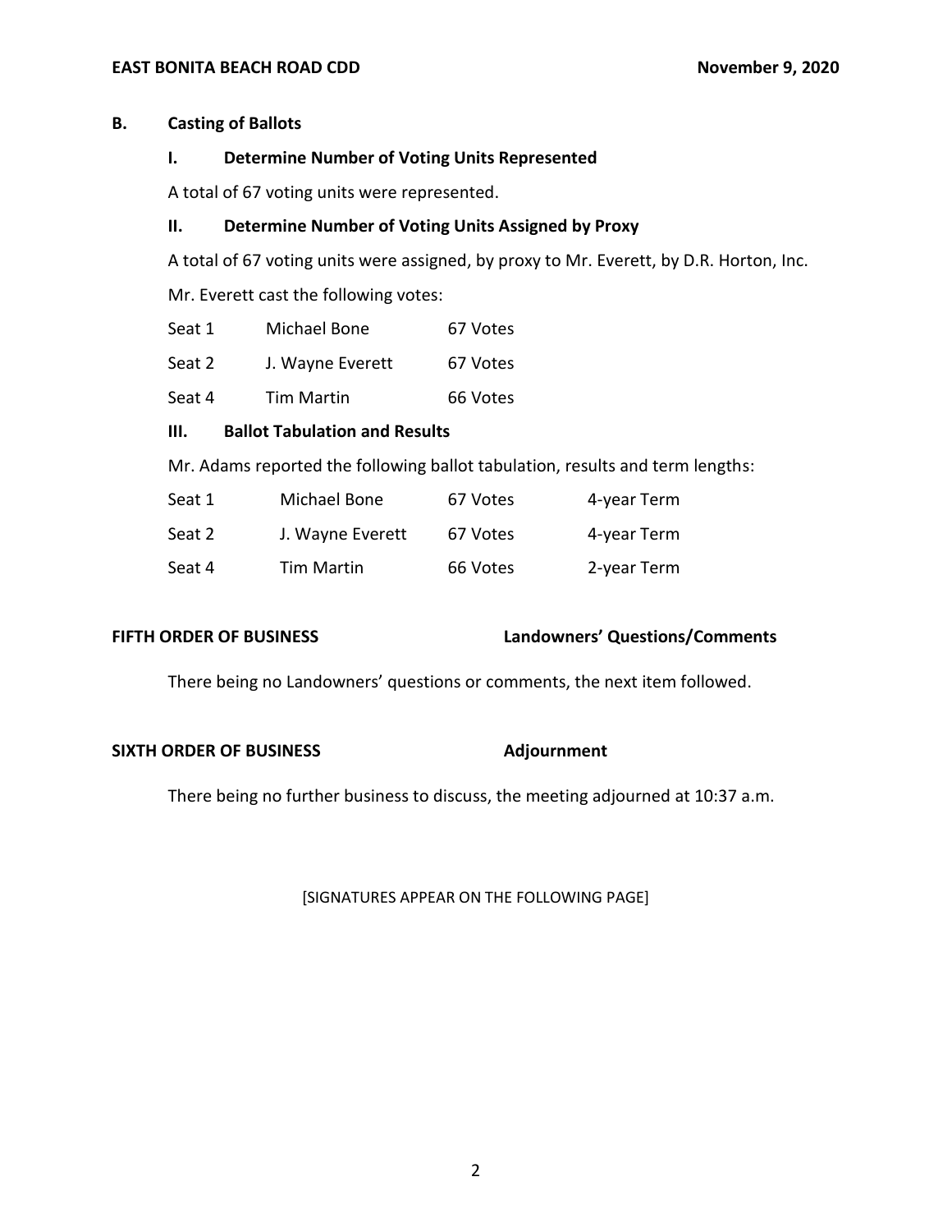**B. Casting of Ballots**

**I. Determine Number of Voting Units Represented**

A total of 67 voting units were represented.

**II. Determine Number of Voting Units Assigned by Proxy**

A total of 67 voting units were assigned, by proxy to Mr. Everett, by D.R. Horton, Inc.

Mr. Everett cast the following votes:

| | | |
|---|---|---|
| Seat 1 | Michael Bone | 67 Votes |
| Seat 2 | J. Wayne Everett | 67 Votes |
| Seat 4 | Tim Martin | 66 Votes |

**III. Ballot Tabulation and Results**

Mr. Adams reported the following ballot tabulation, results and term lengths:

| | | | |
|---|---|---|---|
| Seat 1 | Michael Bone | 67 Votes | 4-year Term |
| Seat 2 | J. Wayne Everett | 67 Votes | 4-year Term |
| Seat 4 | Tim Martin | 66 Votes | 2-year Term |

**FIFTH ORDER OF BUSINESS** **Landowners' Questions/Comments**

There being no Landowners' questions or comments, the next item followed.

**SIXTH ORDER OF BUSINESS** **Adjournment**

There being no further business to discuss, the meeting adjourned at 10:37 a.m.

[SIGNATURES APPEAR ON THE FOLLOWING PAGE]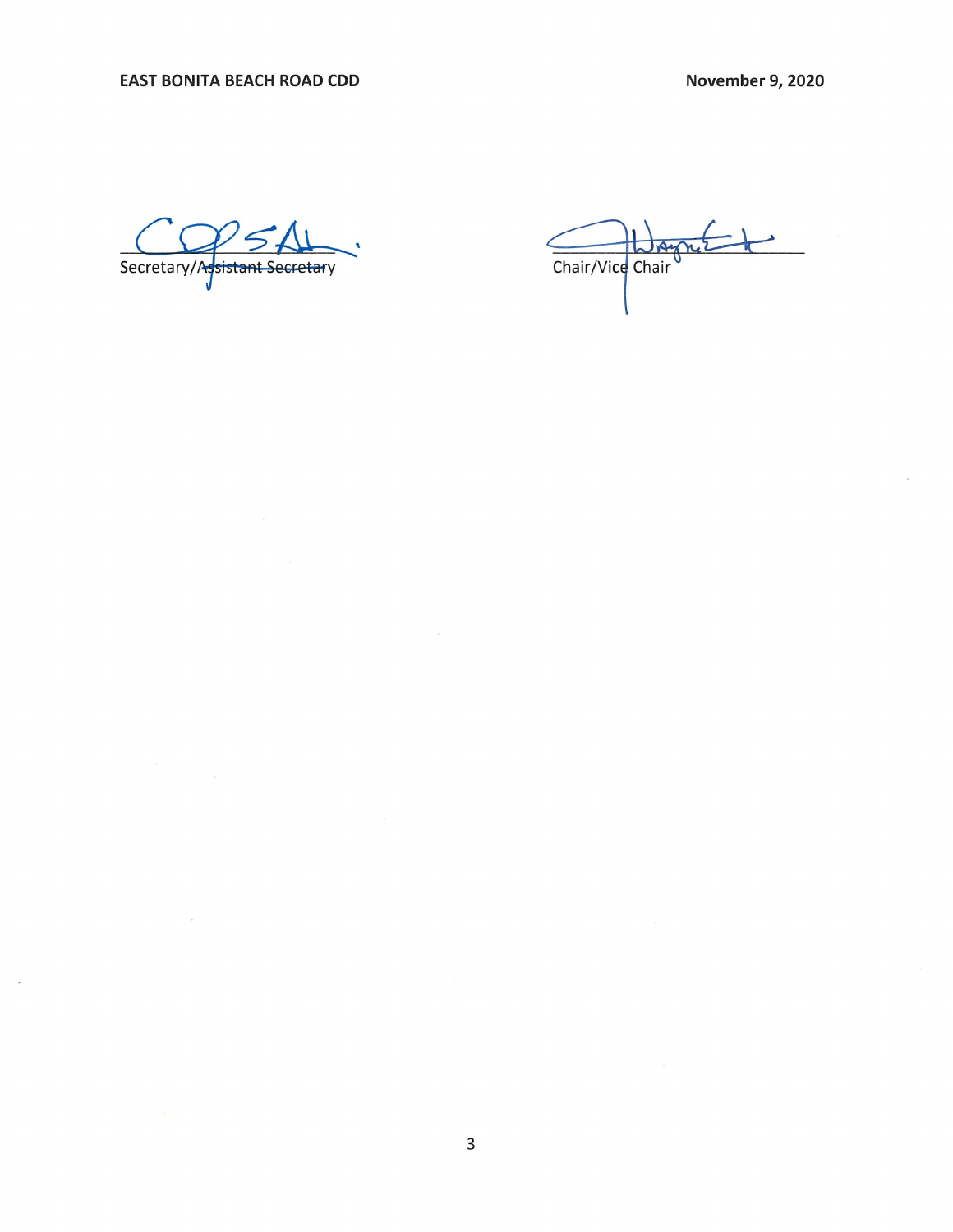Secretary/~~Assistant Secretary~~

Chair/Vice Chair